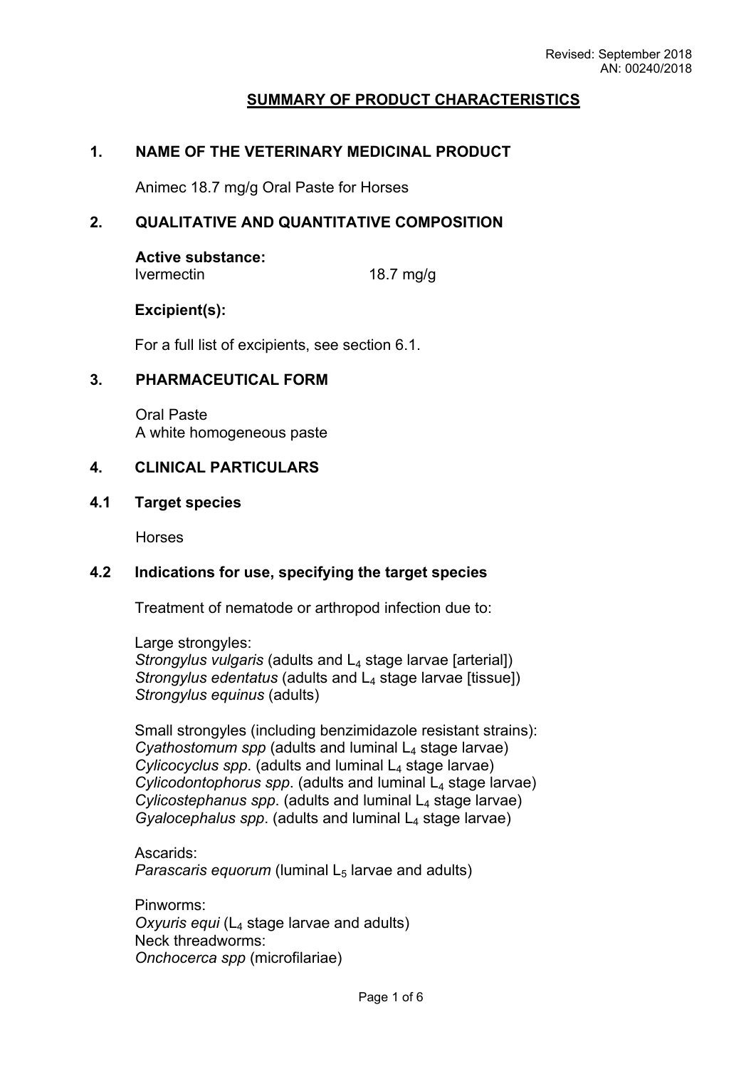Revised: September 2018
AN: 00240/2018

# SUMMARY OF PRODUCT CHARACTERISTICS

## 1. NAME OF THE VETERINARY MEDICINAL PRODUCT

Animec 18.7 mg/g Oral Paste for Horses

## 2. QUALITATIVE AND QUANTITATIVE COMPOSITION

**Active substance:**
Ivermectin 18.7 mg/g

**Excipient(s):**

For a full list of excipients, see section 6.1.

## 3. PHARMACEUTICAL FORM

Oral Paste
A white homogeneous paste

## 4. CLINICAL PARTICULARS

### 4.1 Target species

Horses

### 4.2 Indications for use, specifying the target species

Treatment of nematode or arthropod infection due to:

Large strongyles:
*Strongylus vulgaris* (adults and $L_4$ stage larvae [arterial])
*Strongylus edentatus* (adults and $L_4$ stage larvae [tissue])
*Strongylus equinus* (adults)

Small strongyles (including benzimidazole resistant strains):
*Cyathostomum spp* (adults and luminal $L_4$ stage larvae)
*Cylicocyclus spp*. (adults and luminal $L_4$ stage larvae)
*Cylicodontophorus spp*. (adults and luminal $L_4$ stage larvae)
*Cylicostephanus spp*. (adults and luminal $L_4$ stage larvae)
*Gyalocephalus spp*. (adults and luminal $L_4$ stage larvae)

Ascarids:
*Parascaris equorum* (luminal $L_5$ larvae and adults)

Pinworms:
*Oxyuris equi* ($L_4$ stage larvae and adults)
Neck threadworms:
*Onchocerca spp* (microfilariae)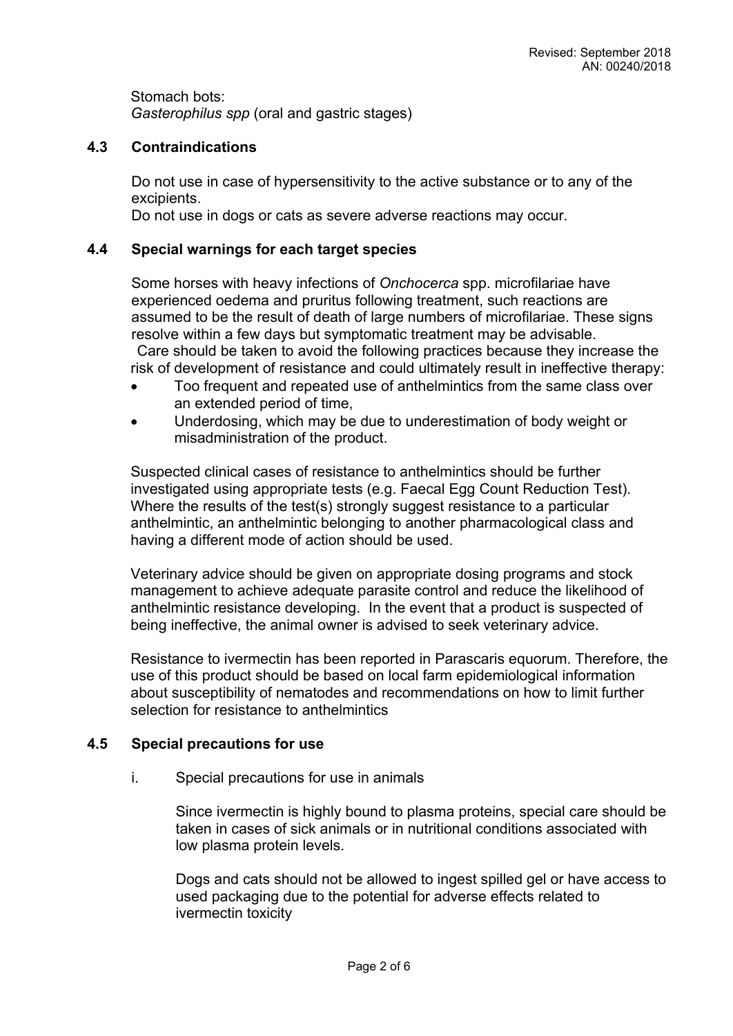Stomach bots:
*Gasterophilus spp* (oral and gastric stages)

## 4.3 Contraindications

Do not use in case of hypersensitivity to the active substance or to any of the excipients.
Do not use in dogs or cats as severe adverse reactions may occur.

## 4.4 Special warnings for each target species

Some horses with heavy infections of *Onchocerca* spp. microfilariae have experienced oedema and pruritus following treatment, such reactions are assumed to be the result of death of large numbers of microfilariae. These signs resolve within a few days but symptomatic treatment may be advisable.
Care should be taken to avoid the following practices because they increase the risk of development of resistance and could ultimately result in ineffective therapy:

- Too frequent and repeated use of anthelmintics from the same class over an extended period of time,
- Underdosing, which may be due to underestimation of body weight or misadministration of the product.

Suspected clinical cases of resistance to anthelmintics should be further investigated using appropriate tests (e.g. Faecal Egg Count Reduction Test). Where the results of the test(s) strongly suggest resistance to a particular anthelmintic, an anthelmintic belonging to another pharmacological class and having a different mode of action should be used.

Veterinary advice should be given on appropriate dosing programs and stock management to achieve adequate parasite control and reduce the likelihood of anthelmintic resistance developing. In the event that a product is suspected of being ineffective, the animal owner is advised to seek veterinary advice.

Resistance to ivermectin has been reported in Parascaris equorum. Therefore, the use of this product should be based on local farm epidemiological information about susceptibility of nematodes and recommendations on how to limit further selection for resistance to anthelmintics

## 4.5 Special precautions for use

i. Special precautions for use in animals

Since ivermectin is highly bound to plasma proteins, special care should be taken in cases of sick animals or in nutritional conditions associated with low plasma protein levels.

Dogs and cats should not be allowed to ingest spilled gel or have access to used packaging due to the potential for adverse effects related to ivermectin toxicity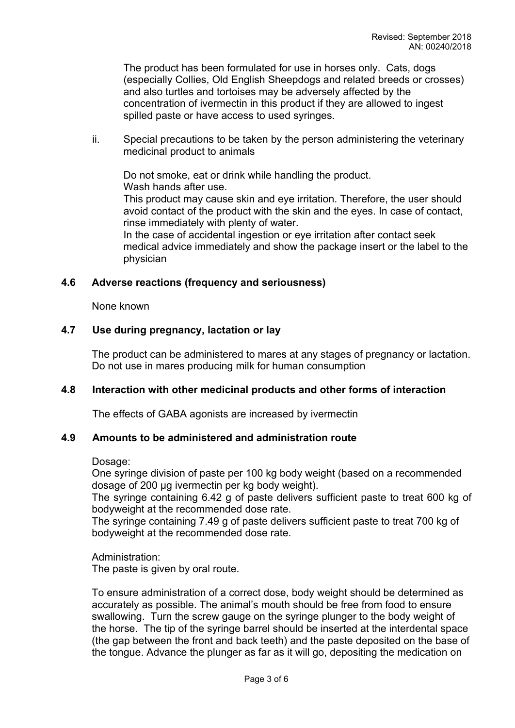The product has been formulated for use in horses only. Cats, dogs (especially Collies, Old English Sheepdogs and related breeds or crosses) and also turtles and tortoises may be adversely affected by the concentration of ivermectin in this product if they are allowed to ingest spilled paste or have access to used syringes.

ii. Special precautions to be taken by the person administering the veterinary medicinal product to animals

Do not smoke, eat or drink while handling the product.
Wash hands after use.
This product may cause skin and eye irritation. Therefore, the user should avoid contact of the product with the skin and the eyes. In case of contact, rinse immediately with plenty of water.
In the case of accidental ingestion or eye irritation after contact seek medical advice immediately and show the package insert or the label to the physician

### 4.6 Adverse reactions (frequency and seriousness)

None known

### 4.7 Use during pregnancy, lactation or lay

The product can be administered to mares at any stages of pregnancy or lactation. Do not use in mares producing milk for human consumption

### 4.8 Interaction with other medicinal products and other forms of interaction

The effects of GABA agonists are increased by ivermectin

### 4.9 Amounts to be administered and administration route

Dosage:
One syringe division of paste per 100 kg body weight (based on a recommended dosage of 200 µg ivermectin per kg body weight).
The syringe containing 6.42 g of paste delivers sufficient paste to treat 600 kg of bodyweight at the recommended dose rate.
The syringe containing 7.49 g of paste delivers sufficient paste to treat 700 kg of bodyweight at the recommended dose rate.

Administration:
The paste is given by oral route.

To ensure administration of a correct dose, body weight should be determined as accurately as possible. The animal's mouth should be free from food to ensure swallowing. Turn the screw gauge on the syringe plunger to the body weight of the horse. The tip of the syringe barrel should be inserted at the interdental space (the gap between the front and back teeth) and the paste deposited on the base of the tongue. Advance the plunger as far as it will go, depositing the medication on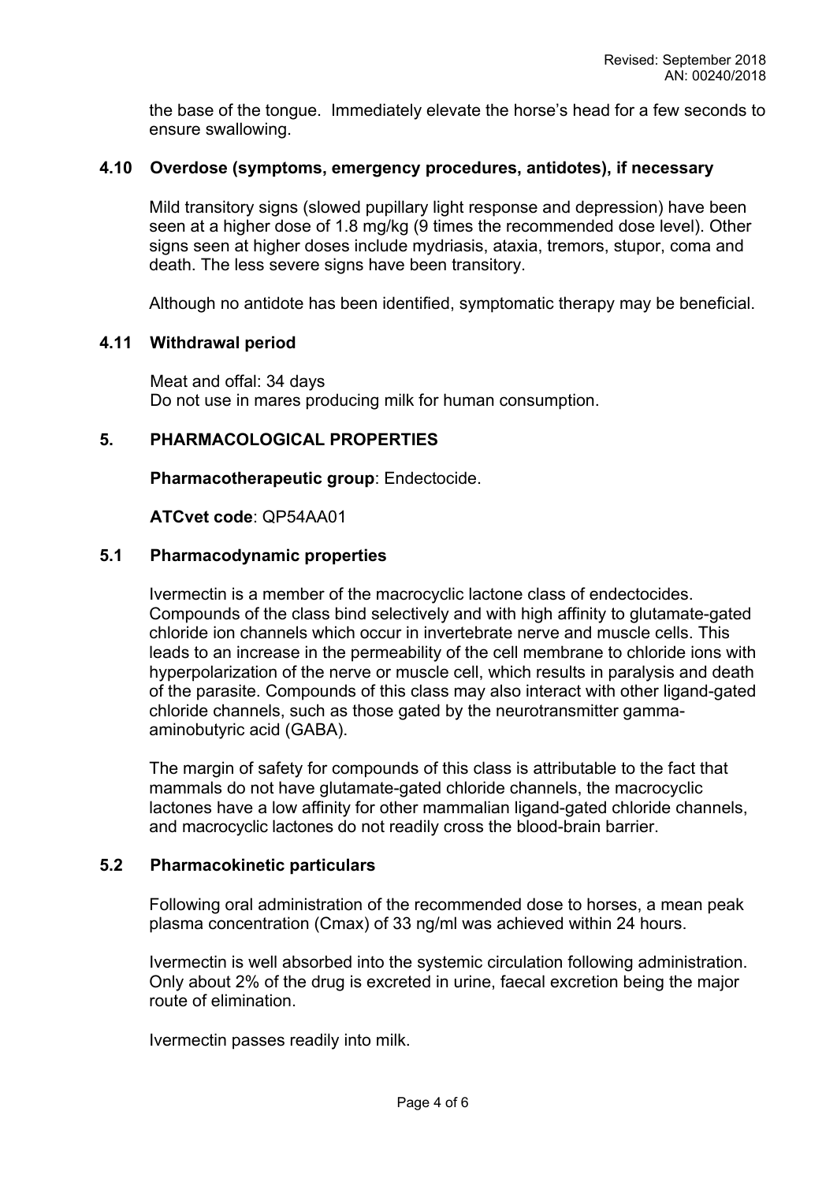the base of the tongue. Immediately elevate the horse's head for a few seconds to ensure swallowing.

### 4.10 Overdose (symptoms, emergency procedures, antidotes), if necessary

Mild transitory signs (slowed pupillary light response and depression) have been seen at a higher dose of 1.8 mg/kg (9 times the recommended dose level). Other signs seen at higher doses include mydriasis, ataxia, tremors, stupor, coma and death. The less severe signs have been transitory.

Although no antidote has been identified, symptomatic therapy may be beneficial.

### 4.11 Withdrawal period

Meat and offal: 34 days
Do not use in mares producing milk for human consumption.

## 5. PHARMACOLOGICAL PROPERTIES

**Pharmacotherapeutic group**: Endectocide.

**ATCvet code**: QP54AA01

### 5.1 Pharmacodynamic properties

Ivermectin is a member of the macrocyclic lactone class of endectocides. Compounds of the class bind selectively and with high affinity to glutamate-gated chloride ion channels which occur in invertebrate nerve and muscle cells. This leads to an increase in the permeability of the cell membrane to chloride ions with hyperpolarization of the nerve or muscle cell, which results in paralysis and death of the parasite. Compounds of this class may also interact with other ligand-gated chloride channels, such as those gated by the neurotransmitter gamma-aminobutyric acid (GABA).

The margin of safety for compounds of this class is attributable to the fact that mammals do not have glutamate-gated chloride channels, the macrocyclic lactones have a low affinity for other mammalian ligand-gated chloride channels, and macrocyclic lactones do not readily cross the blood-brain barrier.

### 5.2 Pharmacokinetic particulars

Following oral administration of the recommended dose to horses, a mean peak plasma concentration (Cmax) of 33 ng/ml was achieved within 24 hours.

Ivermectin is well absorbed into the systemic circulation following administration. Only about 2% of the drug is excreted in urine, faecal excretion being the major route of elimination.

Ivermectin passes readily into milk.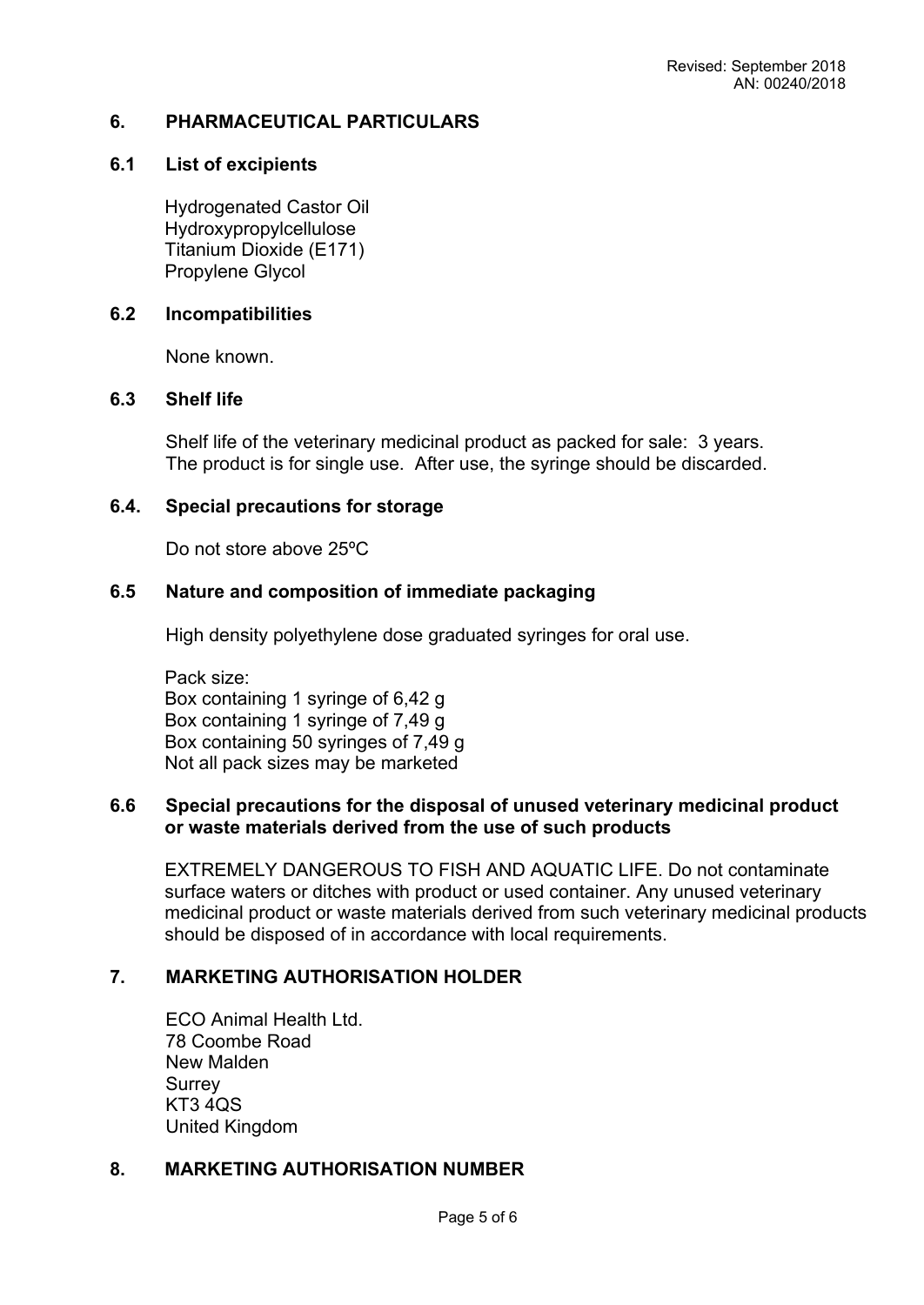## 6. PHARMACEUTICAL PARTICULARS

### 6.1 List of excipients

Hydrogenated Castor Oil
Hydroxypropylcellulose
Titanium Dioxide (E171)
Propylene Glycol

### 6.2 Incompatibilities

None known.

### 6.3 Shelf life

Shelf life of the veterinary medicinal product as packed for sale: 3 years.
The product is for single use. After use, the syringe should be discarded.

### 6.4. Special precautions for storage

Do not store above 25ºC

### 6.5 Nature and composition of immediate packaging

High density polyethylene dose graduated syringes for oral use.

Pack size:
Box containing 1 syringe of 6,42 g
Box containing 1 syringe of 7,49 g
Box containing 50 syringes of 7,49 g
Not all pack sizes may be marketed

### 6.6 Special precautions for the disposal of unused veterinary medicinal product or waste materials derived from the use of such products

EXTREMELY DANGEROUS TO FISH AND AQUATIC LIFE. Do not contaminate surface waters or ditches with product or used container. Any unused veterinary medicinal product or waste materials derived from such veterinary medicinal products should be disposed of in accordance with local requirements.

## 7. MARKETING AUTHORISATION HOLDER

ECO Animal Health Ltd.
78 Coombe Road
New Malden
Surrey
KT3 4QS
United Kingdom

## 8. MARKETING AUTHORISATION NUMBER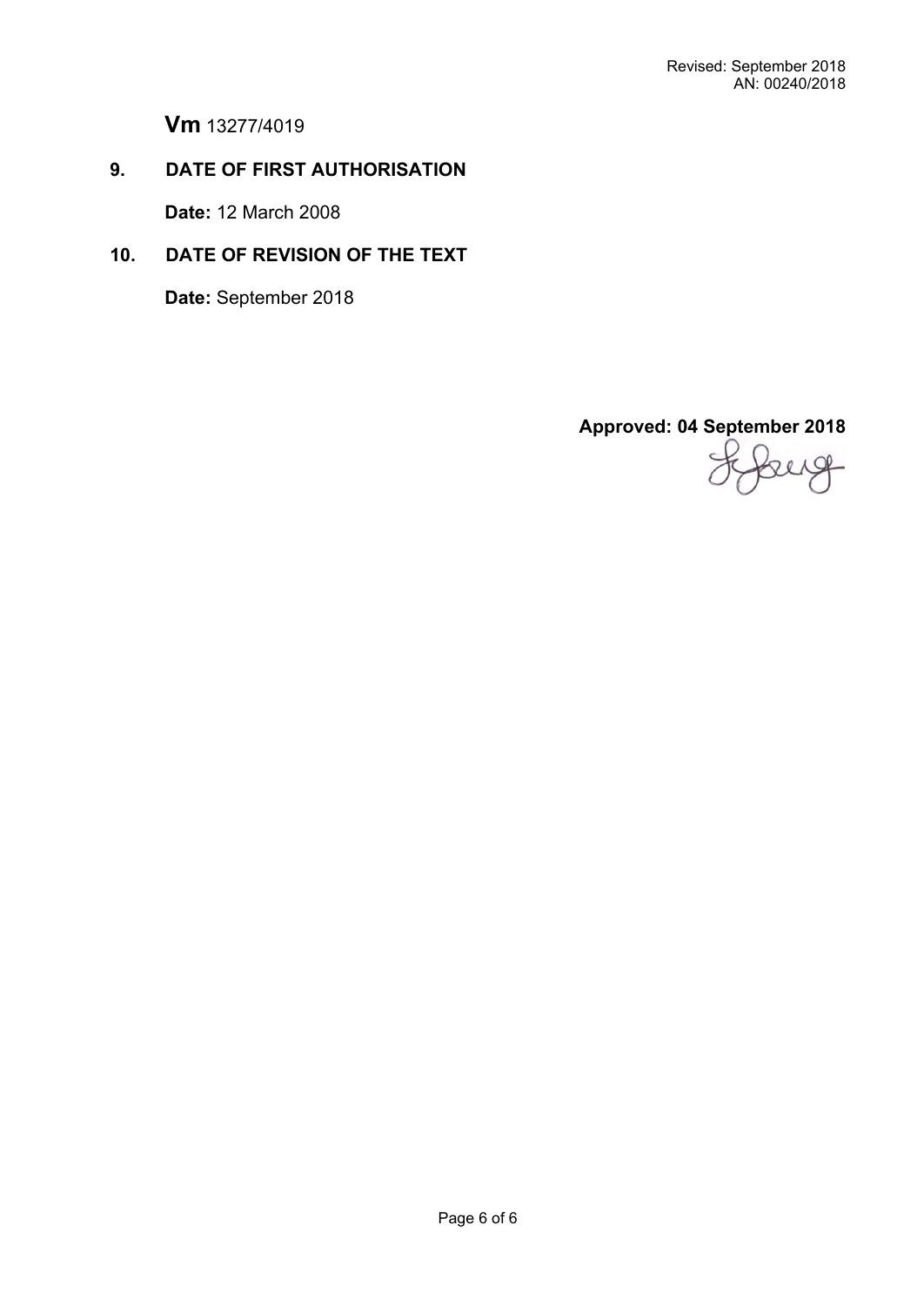**Vm** 13277/4019

## 9. DATE OF FIRST AUTHORISATION

**Date:** 12 March 2008

## 10. DATE OF REVISION OF THE TEXT

**Date:** September 2018

**Approved: 04 September 2018**